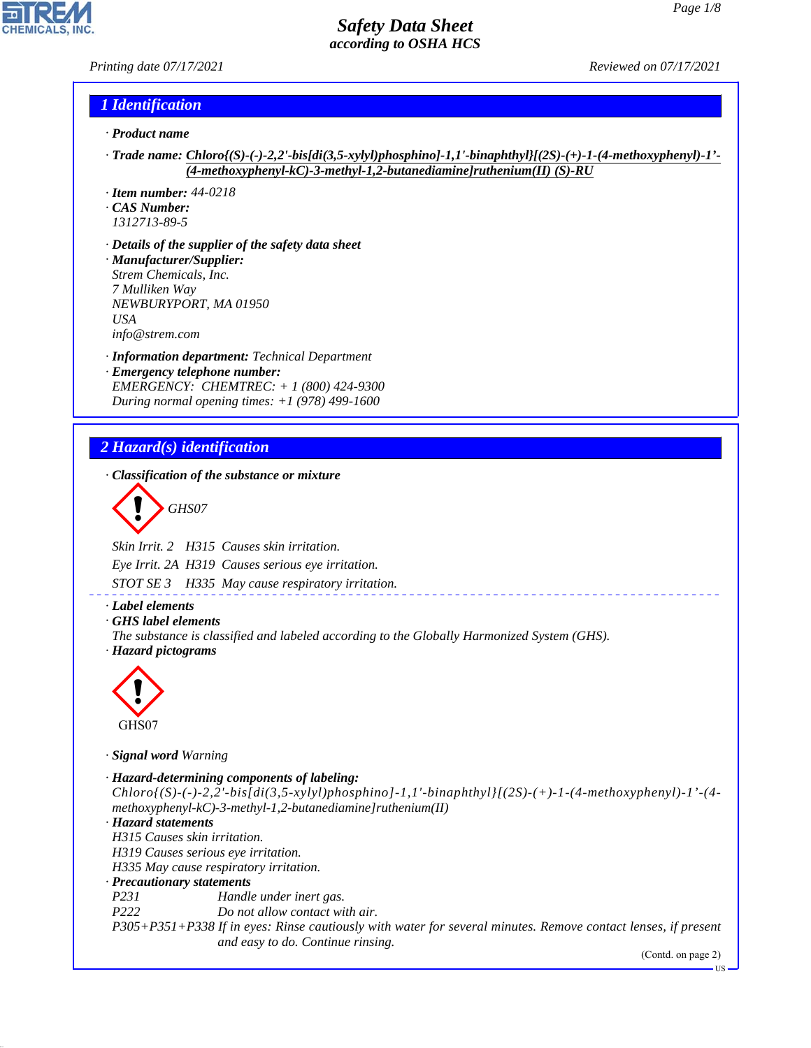## 1 Identification

· **Product name**

· **Trade name:** Chloro{(S)-(-)-2,2'-bis[di(3,5-xylyl)phosphino]-1,1'-binaphthyl}[(2S)-(+)-1-(4-methoxyphenyl)-1'-(4-methoxyphenyl-kC)-3-methyl-1,2-butanediamine]ruthenium(II) (S)-RU

· **Item number:** 44-0218
· **CAS Number:**
1312713-89-5

· **Details of the supplier of the safety data sheet**
· **Manufacturer/Supplier:**
Strem Chemicals, Inc.
7 Mulliken Way
NEWBURYPORT, MA 01950
USA
info@strem.com

· **Information department:** Technical Department
· **Emergency telephone number:**
EMERGENCY: CHEMTREC: + 1 (800) 424-9300
During normal opening times: +1 (978) 499-1600

## 2 Hazard(s) identification

· **Classification of the substance or mixture**

GHS07

Skin Irrit. 2 H315 Causes skin irritation.
Eye Irrit. 2A H319 Causes serious eye irritation.
STOT SE 3 H335 May cause respiratory irritation.

· **Label elements**
· **GHS label elements**
The substance is classified and labeled according to the Globally Harmonized System (GHS).
· **Hazard pictograms**

GHS07

· **Signal word** Warning

· **Hazard-determining components of labeling:**
Chloro{(S)-(-)-2,2'-bis[di(3,5-xylyl)phosphino]-1,1'-binaphthyl}[(2S)-(+)-1-(4-methoxyphenyl)-1'-(4-methoxyphenyl-kC)-3-methyl-1,2-butanediamine]ruthenium(II)
· **Hazard statements**
H315 Causes skin irritation.
H319 Causes serious eye irritation.
H335 May cause respiratory irritation.
· **Precautionary statements**
P231 Handle under inert gas.
P222 Do not allow contact with air.
P305+P351+P338 If in eyes: Rinse cautiously with water for several minutes. Remove contact lenses, if present and easy to do. Continue rinsing.

(Contd. on page 2)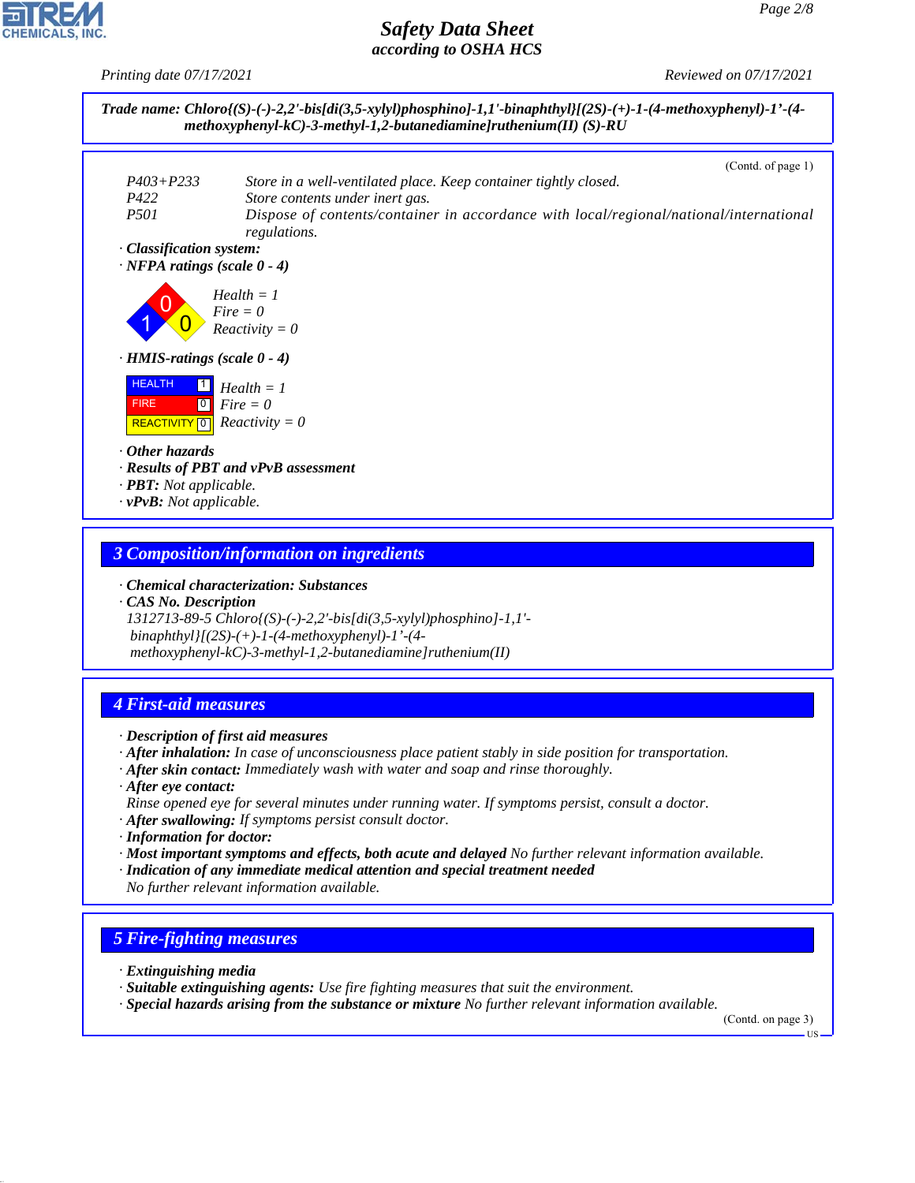Trade name: Chloro{(S)-(-)-2,2'-bis[di(3,5-xylyl)phosphino]-1,1'-binaphthyl}[(2S)-(+)-1-(4-methoxyphenyl)-1'-(4-methoxyphenyl-kC)-3-methyl-1,2-butanediamine]ruthenium(II) (S)-RU

(Contd. of page 1)

P403+P233 Store in a well-ventilated place. Keep container tightly closed.
P422 Store contents under inert gas.
P501 Dispose of contents/container in accordance with local/regional/national/international regulations.

· **Classification system:**
· **NFPA ratings (scale 0 - 4)**

Health = 1
Fire = 0
Reactivity = 0

· **HMIS-ratings (scale 0 - 4)**

| | | |
|---|---|---|
| HEALTH | 1 | Health = 1 |
| FIRE | 0 | Fire = 0 |
| REACTIVITY | 0 | Reactivity = 0 |

· **Other hazards**
· **Results of PBT and vPvB assessment**
· **PBT:** Not applicable.
· **vPvB:** Not applicable.

## 3 Composition/information on ingredients

· **Chemical characterization: Substances**
· **CAS No. Description**
1312713-89-5 Chloro{(S)-(-)-2,2'-bis[di(3,5-xylyl)phosphino]-1,1'-binaphthyl}[(2S)-(+)-1-(4-methoxyphenyl)-1'-(4-methoxyphenyl-kC)-3-methyl-1,2-butanediamine]ruthenium(II)

## 4 First-aid measures

· **Description of first aid measures**
· **After inhalation:** In case of unconsciousness place patient stably in side position for transportation.
· **After skin contact:** Immediately wash with water and soap and rinse thoroughly.
· **After eye contact:**
Rinse opened eye for several minutes under running water. If symptoms persist, consult a doctor.
· **After swallowing:** If symptoms persist consult doctor.
· **Information for doctor:**
· **Most important symptoms and effects, both acute and delayed** No further relevant information available.
· **Indication of any immediate medical attention and special treatment needed**
No further relevant information available.

## 5 Fire-fighting measures

· **Extinguishing media**
· **Suitable extinguishing agents:** Use fire fighting measures that suit the environment.
· **Special hazards arising from the substance or mixture** No further relevant information available.

(Contd. on page 3)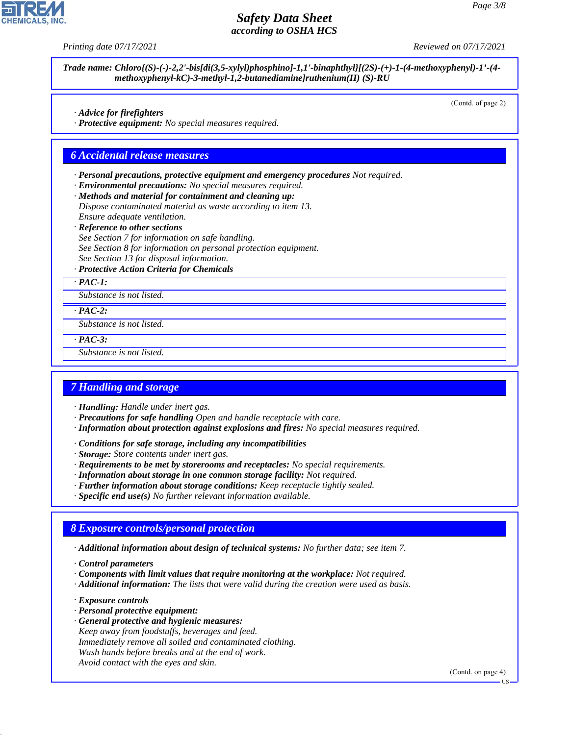*Trade name: Chloro{(S)-(-)-2,2'-bis[di(3,5-xylyl)phosphino]-1,1'-binaphthyl}[(2S)-(+)-1-(4-methoxyphenyl)-1'-(4-methoxyphenyl-kC)-3-methyl-1,2-butanediamine]ruthenium(II) (S)-RU*

(Contd. of page 2)

· **Advice for firefighters**
· **Protective equipment:** No special measures required.

## 6 Accidental release measures

· **Personal precautions, protective equipment and emergency procedures** Not required.
· **Environmental precautions:** No special measures required.
· **Methods and material for containment and cleaning up:**
Dispose contaminated material as waste according to item 13.
Ensure adequate ventilation.
· **Reference to other sections**
See Section 7 for information on safe handling.
See Section 8 for information on personal protection equipment.
See Section 13 for disposal information.
· **Protective Action Criteria for Chemicals**

· **PAC-1:**
Substance is not listed.

· **PAC-2:**
Substance is not listed.

· **PAC-3:**
Substance is not listed.

## 7 Handling and storage

· **Handling:** Handle under inert gas.
· **Precautions for safe handling** Open and handle receptacle with care.
· **Information about protection against explosions and fires:** No special measures required.

· **Conditions for safe storage, including any incompatibilities**
· **Storage:** Store contents under inert gas.
· **Requirements to be met by storerooms and receptacles:** No special requirements.
· **Information about storage in one common storage facility:** Not required.
· **Further information about storage conditions:** Keep receptacle tightly sealed.
· **Specific end use(s)** No further relevant information available.

## 8 Exposure controls/personal protection

· **Additional information about design of technical systems:** No further data; see item 7.

· **Control parameters**
· **Components with limit values that require monitoring at the workplace:** Not required.
· **Additional information:** The lists that were valid during the creation were used as basis.

· **Exposure controls**
· **Personal protective equipment:**
· **General protective and hygienic measures:**
Keep away from foodstuffs, beverages and feed.
Immediately remove all soiled and contaminated clothing.
Wash hands before breaks and at the end of work.
Avoid contact with the eyes and skin.

(Contd. on page 4)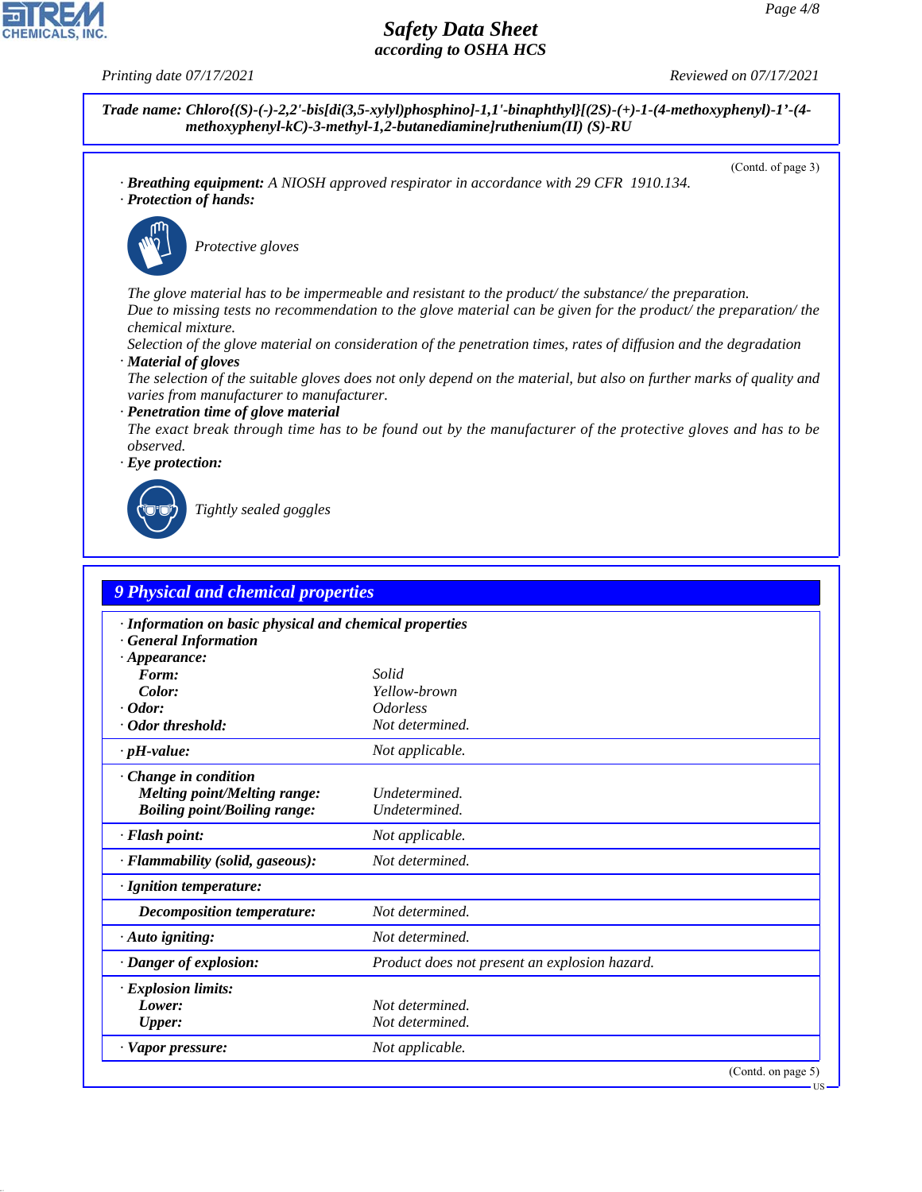**Trade name: Chloro{(S)-(-)-2,2'-bis[di(3,5-xylyl)phosphino]-1,1'-binaphthyl}[(2S)-(+)-1-(4-methoxyphenyl)-1'-(4-methoxyphenyl-kC)-3-methyl-1,2-butanediamine]ruthenium(II) (S)-RU**

(Contd. of page 3)

· **Breathing equipment:** A NIOSH approved respirator in accordance with 29 CFR 1910.134.

· **Protection of hands:**

Protective gloves

The glove material has to be impermeable and resistant to the product/ the substance/ the preparation.
Due to missing tests no recommendation to the glove material can be given for the product/ the preparation/ the chemical mixture.
Selection of the glove material on consideration of the penetration times, rates of diffusion and the degradation

· **Material of gloves**
The selection of the suitable gloves does not only depend on the material, but also on further marks of quality and varies from manufacturer to manufacturer.

· **Penetration time of glove material**
The exact break through time has to be found out by the manufacturer of the protective gloves and has to be observed.

· **Eye protection:**

Tightly sealed goggles

## 9 Physical and chemical properties

| | |
|---|---|
| · **Information on basic physical and chemical properties** | |
| · **General Information** | |
| · **Appearance:** | |
| **Form:** | Solid |
| **Color:** | Yellow-brown |
| · **Odor:** | Odorless |
| · **Odor threshold:** | Not determined. |
| · **pH-value:** | Not applicable. |
| · **Change in condition** | |
| **Melting point/Melting range:** | Undetermined. |
| **Boiling point/Boiling range:** | Undetermined. |
| · **Flash point:** | Not applicable. |
| · **Flammability (solid, gaseous):** | Not determined. |
| · **Ignition temperature:** | |
| **Decomposition temperature:** | Not determined. |
| · **Auto igniting:** | Not determined. |
| · **Danger of explosion:** | Product does not present an explosion hazard. |
| · **Explosion limits:** | |
| **Lower:** | Not determined. |
| **Upper:** | Not determined. |
| · **Vapor pressure:** | Not applicable. |

(Contd. on page 5)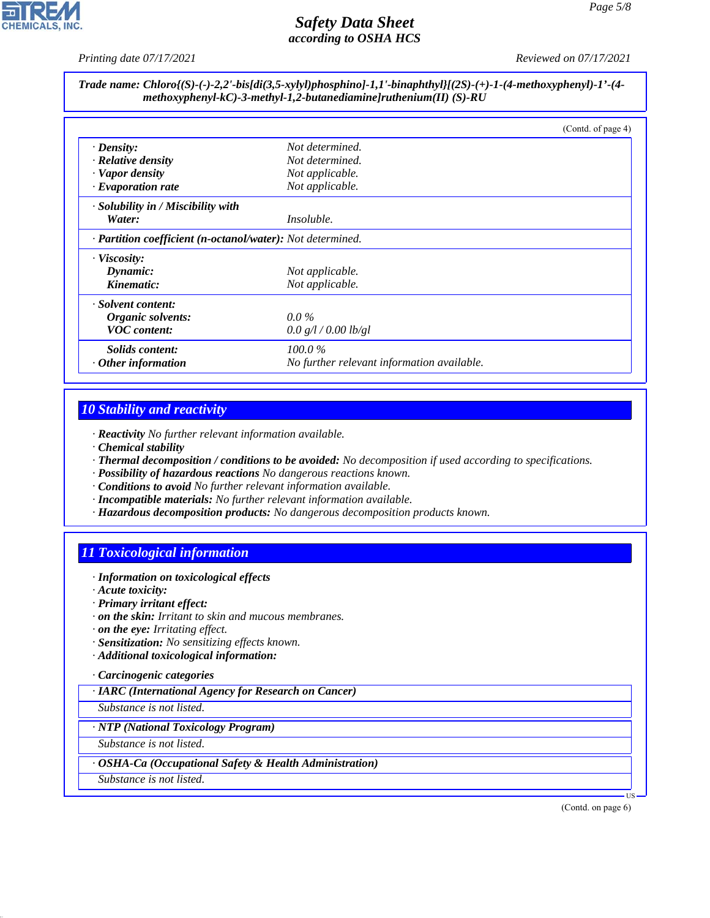**Trade name: Chloro{(S)-(-)-2,2'-bis[di(3,5-xylyl)phosphino]-1,1'-binaphthyl}[(2S)-(+)-1-(4-methoxyphenyl)-1'-(4-methoxyphenyl-kC)-3-methyl-1,2-butanediamine]ruthenium(II) (S)-RU**

(Contd. of page 4)

| | |
|---|---|
| · **Density:** | Not determined. |
| · **Relative density** | Not determined. |
| · **Vapor density** | Not applicable. |
| · **Evaporation rate** | Not applicable. |
| · **Solubility in / Miscibility with** | |
| **Water:** | Insoluble. |
| · **Partition coefficient (n-octanol/water):** | Not determined. |
| · **Viscosity:** | |
| **Dynamic:** | Not applicable. |
| **Kinematic:** | Not applicable. |
| · **Solvent content:** | |
| **Organic solvents:** | 0.0 % |
| **VOC content:** | 0.0 g/l / 0.00 lb/gl |
| **Solids content:** | 100.0 % |
| · **Other information** | No further relevant information available. |

## 10 Stability and reactivity

· **Reactivity** No further relevant information available.
· **Chemical stability**
· **Thermal decomposition / conditions to be avoided:** No decomposition if used according to specifications.
· **Possibility of hazardous reactions** No dangerous reactions known.
· **Conditions to avoid** No further relevant information available.
· **Incompatible materials:** No further relevant information available.
· **Hazardous decomposition products:** No dangerous decomposition products known.

## 11 Toxicological information

· **Information on toxicological effects**
· **Acute toxicity:**
· **Primary irritant effect:**
· **on the skin:** Irritant to skin and mucous membranes.
· **on the eye:** Irritating effect.
· **Sensitization:** No sensitizing effects known.
· **Additional toxicological information:**

· **Carcinogenic categories**

| · **IARC (International Agency for Research on Cancer)** |
|---|
| Substance is not listed. |

| · **NTP (National Toxicology Program)** |
|---|
| Substance is not listed. |

| · **OSHA-Ca (Occupational Safety & Health Administration)** |
|---|
| Substance is not listed. |

(Contd. on page 6)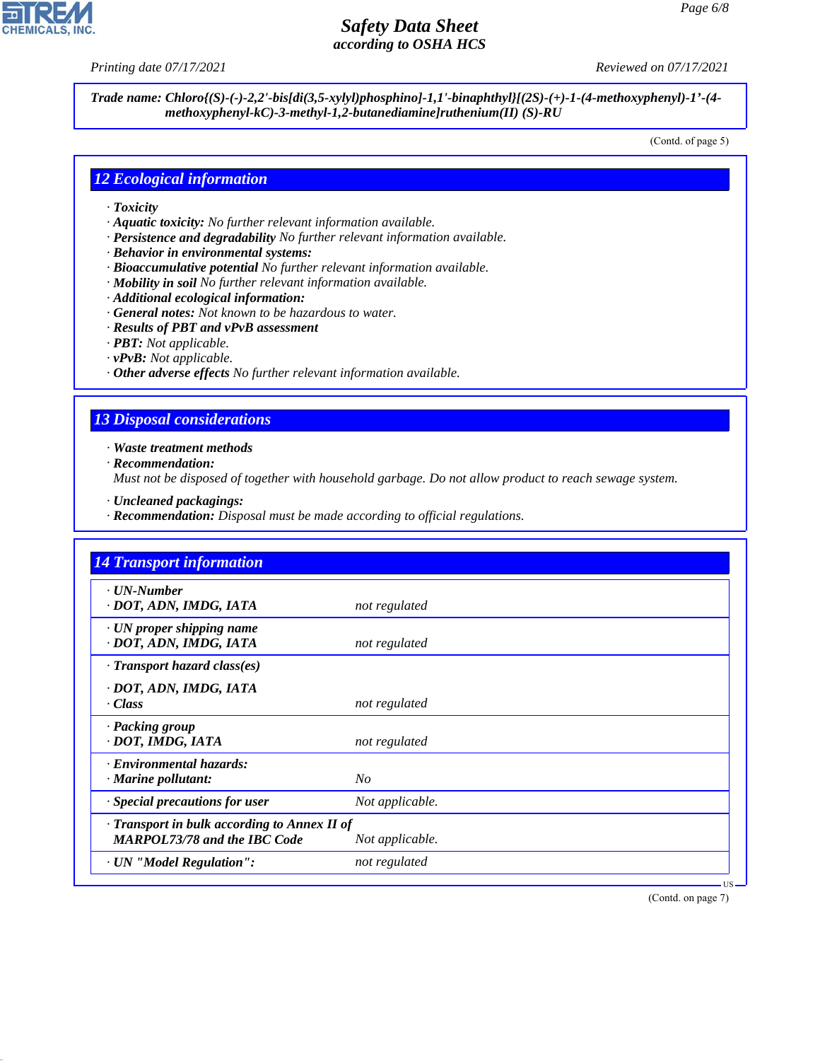**Trade name: Chloro{(S)-(-)-2,2'-bis[di(3,5-xylyl)phosphino]-1,1'-binaphthyl}[(2S)-(+)-1-(4-methoxyphenyl)-1'-(4-methoxyphenyl-kC)-3-methyl-1,2-butanediamine]ruthenium(II) (S)-RU**

(Contd. of page 5)

## 12 Ecological information

- **Toxicity**
- **Aquatic toxicity:** No further relevant information available.
- **Persistence and degradability** No further relevant information available.
- **Behavior in environmental systems:**
- **Bioaccumulative potential** No further relevant information available.
- **Mobility in soil** No further relevant information available.
- **Additional ecological information:**
- **General notes:** Not known to be hazardous to water.
- **Results of PBT and vPvB assessment**
- **PBT:** Not applicable.
- **vPvB:** Not applicable.
- **Other adverse effects** No further relevant information available.

## 13 Disposal considerations

- **Waste treatment methods**
- **Recommendation:**
  Must not be disposed of together with household garbage. Do not allow product to reach sewage system.
- **Uncleaned packagings:**
- **Recommendation:** Disposal must be made according to official regulations.

## 14 Transport information

| | |
|---|---|
| **UN-Number** | |
| **DOT, ADN, IMDG, IATA** | not regulated |
| **UN proper shipping name** | |
| **DOT, ADN, IMDG, IATA** | not regulated |
| **Transport hazard class(es)** | |
| **DOT, ADN, IMDG, IATA** | |
| **Class** | not regulated |
| **Packing group** | |
| **DOT, IMDG, IATA** | not regulated |
| **Environmental hazards:** | |
| **Marine pollutant:** | No |
| **Special precautions for user** | Not applicable. |
| **Transport in bulk according to Annex II of MARPOL73/78 and the IBC Code** | Not applicable. |
| **UN "Model Regulation":** | not regulated |

(Contd. on page 7)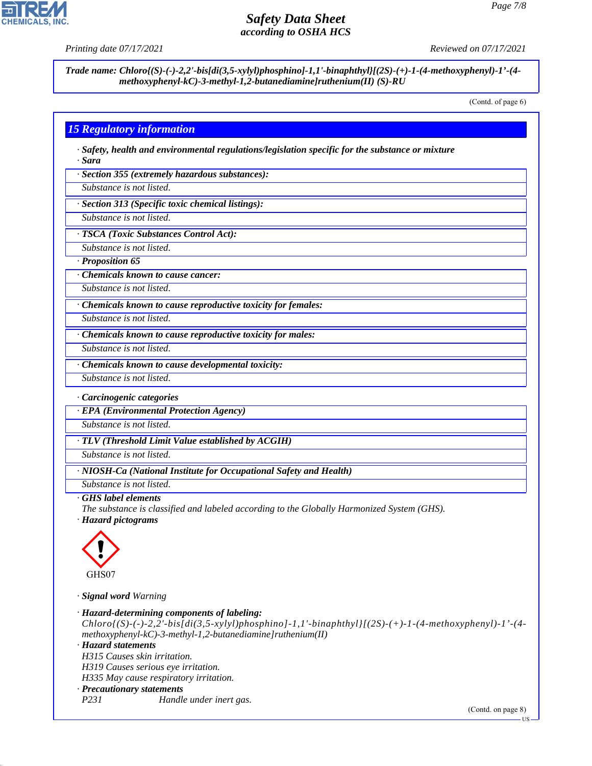Trade name: Chloro{(S)-(-)-2,2'-bis[di(3,5-xylyl)phosphino]-1,1'-binaphthyl}[(2S)-(+)-1-(4-methoxyphenyl)-1'-(4-methoxyphenyl-kC)-3-methyl-1,2-butanediamine]ruthenium(II) (S)-RU

(Contd. of page 6)

## 15 Regulatory information

· **Safety, health and environmental regulations/legislation specific for the substance or mixture**
· **Sara**

· **Section 355 (extremely hazardous substances):**
Substance is not listed.

· **Section 313 (Specific toxic chemical listings):**
Substance is not listed.

· **TSCA (Toxic Substances Control Act):**
Substance is not listed.

· **Proposition 65**

· **Chemicals known to cause cancer:**
Substance is not listed.

· **Chemicals known to cause reproductive toxicity for females:**
Substance is not listed.

· **Chemicals known to cause reproductive toxicity for males:**
Substance is not listed.

· **Chemicals known to cause developmental toxicity:**
Substance is not listed.

· **Carcinogenic categories**

· **EPA (Environmental Protection Agency)**
Substance is not listed.

· **TLV (Threshold Limit Value established by ACGIH)**
Substance is not listed.

· **NIOSH-Ca (National Institute for Occupational Safety and Health)**
Substance is not listed.

· **GHS label elements**
The substance is classified and labeled according to the Globally Harmonized System (GHS).
· **Hazard pictograms**

GHS07

· **Signal word** Warning

· **Hazard-determining components of labeling:**
Chloro{(S)-(-)-2,2'-bis[di(3,5-xylyl)phosphino]-1,1'-binaphthyl}[(2S)-(+)-1-(4-methoxyphenyl)-1'-(4-methoxyphenyl-kC)-3-methyl-1,2-butanediamine]ruthenium(II)
· **Hazard statements**
H315 Causes skin irritation.
H319 Causes serious eye irritation.
H335 May cause respiratory irritation.
· **Precautionary statements**
P231 Handle under inert gas.

(Contd. on page 8)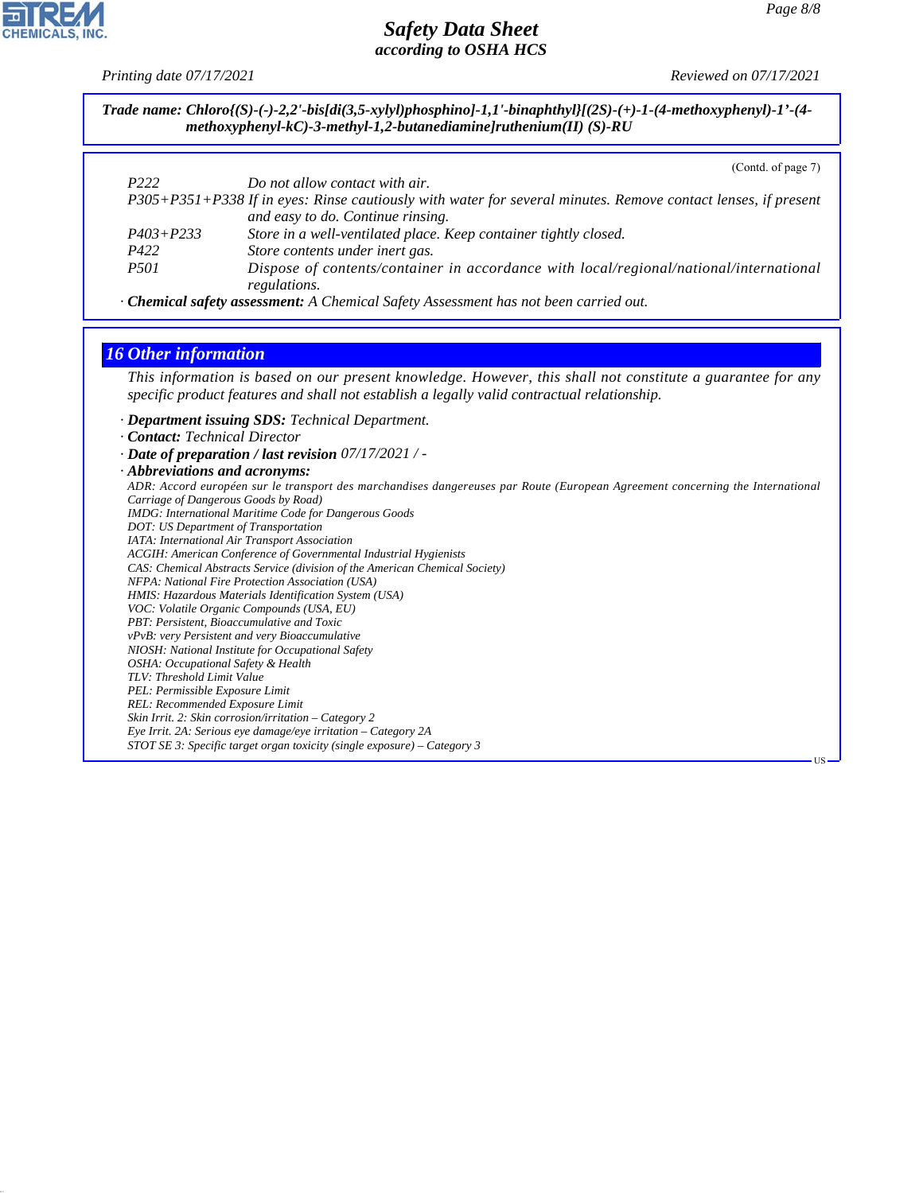Trade name: **Chloro{(S)-(-)-2,2'-bis[di(3,5-xylyl)phosphino]-1,1'-binaphthyl}[(2S)-(+)-1-(4-methoxyphenyl)-1'-(4-methoxyphenyl-kC)-3-methyl-1,2-butanediamine]ruthenium(II) (S)-RU**

(Contd. of page 7)

| | |
|---|---|
| P222 | Do not allow contact with air. |
| P305+P351+P338 | If in eyes: Rinse cautiously with water for several minutes. Remove contact lenses, if present and easy to do. Continue rinsing. |
| P403+P233 | Store in a well-ventilated place. Keep container tightly closed. |
| P422 | Store contents under inert gas. |
| P501 | Dispose of contents/container in accordance with local/regional/national/international regulations. |

· **Chemical safety assessment:** A Chemical Safety Assessment has not been carried out.

## 16 Other information

This information is based on our present knowledge. However, this shall not constitute a guarantee for any specific product features and shall not establish a legally valid contractual relationship.

· **Department issuing SDS:** Technical Department.
· **Contact:** Technical Director
· **Date of preparation / last revision** 07/17/2021 / -
· **Abbreviations and acronyms:**

ADR: Accord européen sur le transport des marchandises dangereuses par Route (European Agreement concerning the International Carriage of Dangerous Goods by Road)
IMDG: International Maritime Code for Dangerous Goods
DOT: US Department of Transportation
IATA: International Air Transport Association
ACGIH: American Conference of Governmental Industrial Hygienists
CAS: Chemical Abstracts Service (division of the American Chemical Society)
NFPA: National Fire Protection Association (USA)
HMIS: Hazardous Materials Identification System (USA)
VOC: Volatile Organic Compounds (USA, EU)
PBT: Persistent, Bioaccumulative and Toxic
vPvB: very Persistent and very Bioaccumulative
NIOSH: National Institute for Occupational Safety
OSHA: Occupational Safety & Health
TLV: Threshold Limit Value
PEL: Permissible Exposure Limit
REL: Recommended Exposure Limit
Skin Irrit. 2: Skin corrosion/irritation – Category 2
Eye Irrit. 2A: Serious eye damage/eye irritation – Category 2A
STOT SE 3: Specific target organ toxicity (single exposure) – Category 3